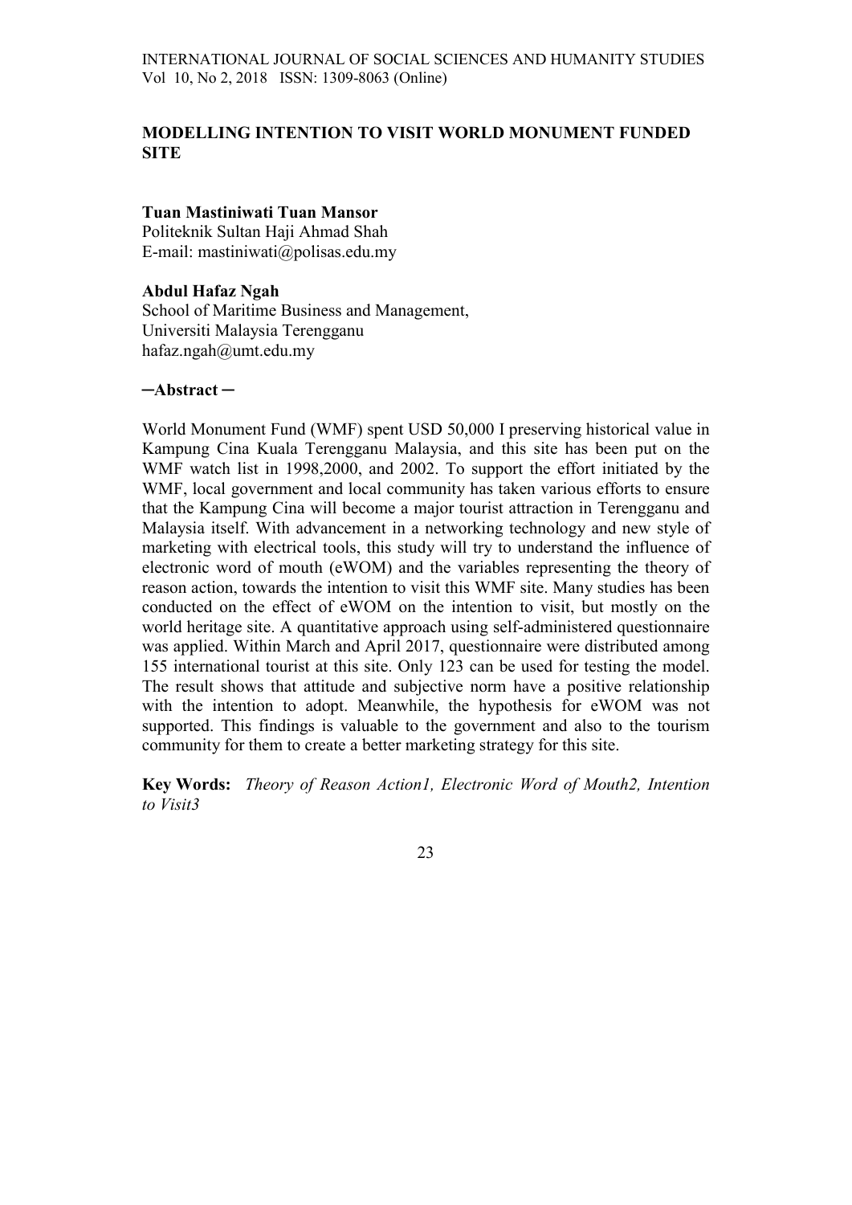# MODELLING INTENTION TO VISIT WORLD MONUMENT FUNDED SITE

**Tuan Mastiniwati Tuan Mansor**
Politeknik Sultan Haji Ahmad Shah
E-mail: mastiniwati@polisas.edu.my

**Abdul Hafaz Ngah**
School of Maritime Business and Management,
Universiti Malaysia Terengganu
hafaz.ngah@umt.edu.my

**─Abstract ─**

World Monument Fund (WMF) spent USD 50,000 I preserving historical value in Kampung Cina Kuala Terengganu Malaysia, and this site has been put on the WMF watch list in 1998,2000, and 2002. To support the effort initiated by the WMF, local government and local community has taken various efforts to ensure that the Kampung Cina will become a major tourist attraction in Terengganu and Malaysia itself. With advancement in a networking technology and new style of marketing with electrical tools, this study will try to understand the influence of electronic word of mouth (eWOM) and the variables representing the theory of reason action, towards the intention to visit this WMF site. Many studies has been conducted on the effect of eWOM on the intention to visit, but mostly on the world heritage site. A quantitative approach using self-administered questionnaire was applied. Within March and April 2017, questionnaire were distributed among 155 international tourist at this site. Only 123 can be used for testing the model. The result shows that attitude and subjective norm have a positive relationship with the intention to adopt. Meanwhile, the hypothesis for eWOM was not supported. This findings is valuable to the government and also to the tourism community for them to create a better marketing strategy for this site.

**Key Words:** *Theory of Reason Action1, Electronic Word of Mouth2, Intention to Visit3*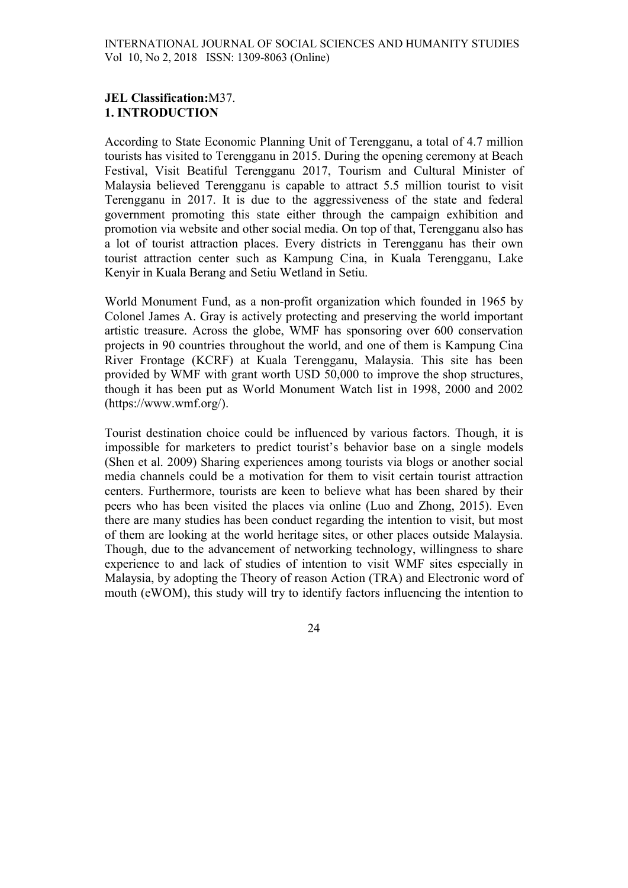**JEL Classification:**M37.

## 1. INTRODUCTION

According to State Economic Planning Unit of Terengganu, a total of 4.7 million tourists has visited to Terengganu in 2015. During the opening ceremony at Beach Festival, Visit Beatiful Terengganu 2017, Tourism and Cultural Minister of Malaysia believed Terengganu is capable to attract 5.5 million tourist to visit Terengganu in 2017. It is due to the aggressiveness of the state and federal government promoting this state either through the campaign exhibition and promotion via website and other social media. On top of that, Terengganu also has a lot of tourist attraction places. Every districts in Terengganu has their own tourist attraction center such as Kampung Cina, in Kuala Terengganu, Lake Kenyir in Kuala Berang and Setiu Wetland in Setiu.

World Monument Fund, as a non-profit organization which founded in 1965 by Colonel James A. Gray is actively protecting and preserving the world important artistic treasure. Across the globe, WMF has sponsoring over 600 conservation projects in 90 countries throughout the world, and one of them is Kampung Cina River Frontage (KCRF) at Kuala Terengganu, Malaysia. This site has been provided by WMF with grant worth USD 50,000 to improve the shop structures, though it has been put as World Monument Watch list in 1998, 2000 and 2002 (https://www.wmf.org/).

Tourist destination choice could be influenced by various factors. Though, it is impossible for marketers to predict tourist's behavior base on a single models (Shen et al. 2009) Sharing experiences among tourists via blogs or another social media channels could be a motivation for them to visit certain tourist attraction centers. Furthermore, tourists are keen to believe what has been shared by their peers who has been visited the places via online (Luo and Zhong, 2015). Even there are many studies has been conduct regarding the intention to visit, but most of them are looking at the world heritage sites, or other places outside Malaysia. Though, due to the advancement of networking technology, willingness to share experience to and lack of studies of intention to visit WMF sites especially in Malaysia, by adopting the Theory of reason Action (TRA) and Electronic word of mouth (eWOM), this study will try to identify factors influencing the intention to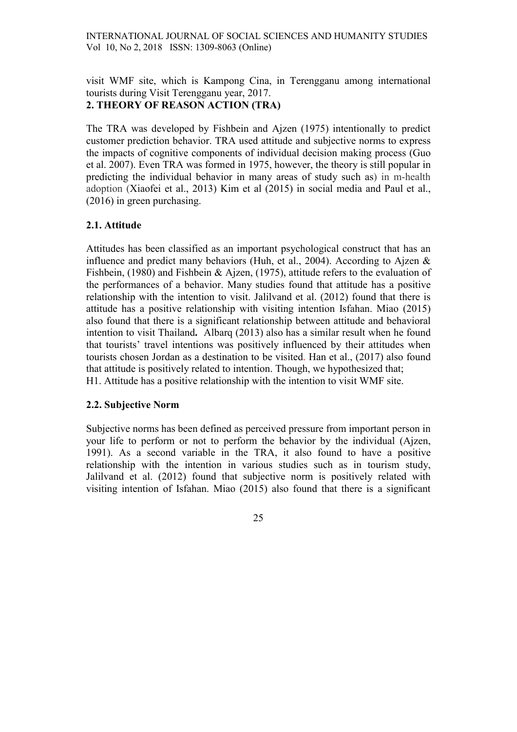visit WMF site, which is Kampong Cina, in Terengganu among international tourists during Visit Terengganu year, 2017.

## 2. THEORY OF REASON ACTION (TRA)

The TRA was developed by Fishbein and Ajzen (1975) intentionally to predict customer prediction behavior. TRA used attitude and subjective norms to express the impacts of cognitive components of individual decision making process (Guo et al. 2007). Even TRA was formed in 1975, however, the theory is still popular in predicting the individual behavior in many areas of study such as) in m-health adoption (Xiaofei et al., 2013) Kim et al (2015) in social media and Paul et al., (2016) in green purchasing.

### 2.1. Attitude

Attitudes has been classified as an important psychological construct that has an influence and predict many behaviors (Huh, et al., 2004). According to Ajzen & Fishbein, (1980) and Fishbein & Ajzen, (1975), attitude refers to the evaluation of the performances of a behavior. Many studies found that attitude has a positive relationship with the intention to visit. Jalilvand et al. (2012) found that there is attitude has a positive relationship with visiting intention Isfahan. Miao (2015) also found that there is a significant relationship between attitude and behavioral intention to visit Thailand**.** Albarq (2013) also has a similar result when he found that tourists' travel intentions was positively influenced by their attitudes when tourists chosen Jordan as a destination to be visited. Han et al., (2017) also found that attitude is positively related to intention. Though, we hypothesized that;
H1. Attitude has a positive relationship with the intention to visit WMF site.

### 2.2. Subjective Norm

Subjective norms has been defined as perceived pressure from important person in your life to perform or not to perform the behavior by the individual (Ajzen, 1991). As a second variable in the TRA, it also found to have a positive relationship with the intention in various studies such as in tourism study, Jalilvand et al. (2012) found that subjective norm is positively related with visiting intention of Isfahan. Miao (2015) also found that there is a significant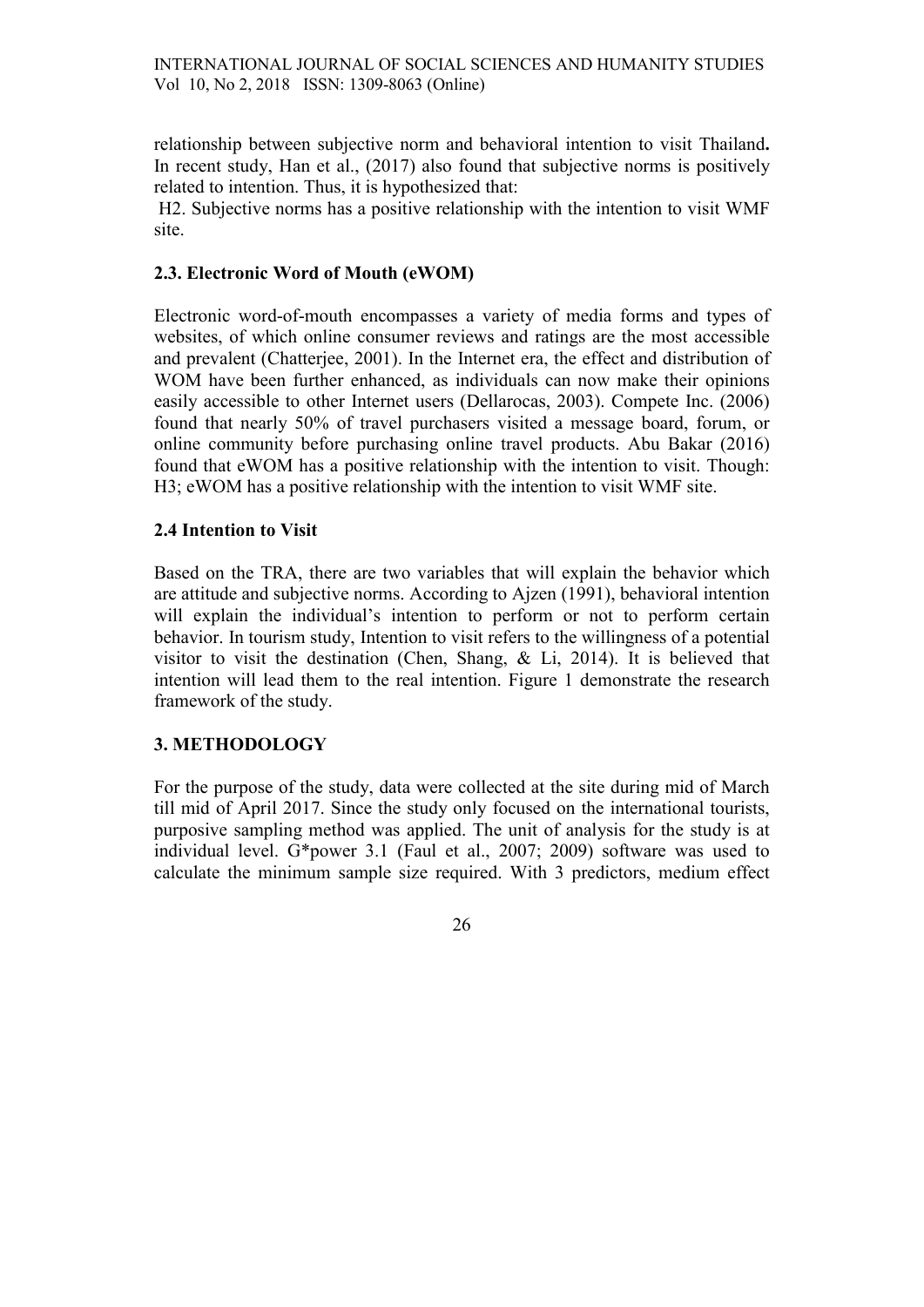relationship between subjective norm and behavioral intention to visit Thailand**.** In recent study, Han et al., (2017) also found that subjective norms is positively related to intention. Thus, it is hypothesized that:

H2. Subjective norms has a positive relationship with the intention to visit WMF site.

### 2.3. Electronic Word of Mouth (eWOM)

Electronic word-of-mouth encompasses a variety of media forms and types of websites, of which online consumer reviews and ratings are the most accessible and prevalent (Chatterjee, 2001). In the Internet era, the effect and distribution of WOM have been further enhanced, as individuals can now make their opinions easily accessible to other Internet users (Dellarocas, 2003). Compete Inc. (2006) found that nearly 50% of travel purchasers visited a message board, forum, or online community before purchasing online travel products. Abu Bakar (2016) found that eWOM has a positive relationship with the intention to visit. Though: H3; eWOM has a positive relationship with the intention to visit WMF site.

### 2.4 Intention to Visit

Based on the TRA, there are two variables that will explain the behavior which are attitude and subjective norms. According to Ajzen (1991), behavioral intention will explain the individual's intention to perform or not to perform certain behavior. In tourism study, Intention to visit refers to the willingness of a potential visitor to visit the destination (Chen, Shang, & Li, 2014). It is believed that intention will lead them to the real intention. Figure 1 demonstrate the research framework of the study.

## 3. METHODOLOGY

For the purpose of the study, data were collected at the site during mid of March till mid of April 2017. Since the study only focused on the international tourists, purposive sampling method was applied. The unit of analysis for the study is at individual level. G*power 3.1 (Faul et al., 2007; 2009) software was used to calculate the minimum sample size required. With 3 predictors, medium effect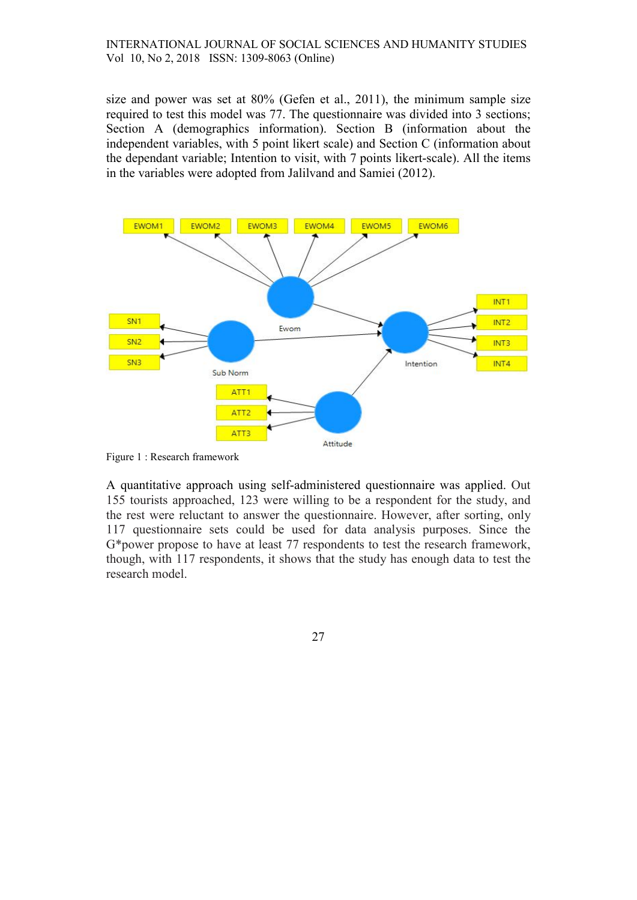size and power was set at 80% (Gefen et al., 2011), the minimum sample size required to test this model was 77. The questionnaire was divided into 3 sections; Section A (demographics information). Section B (information about the independent variables, with 5 point likert scale) and Section C (information about the dependant variable; Intention to visit, with 7 points likert-scale). All the items in the variables were adopted from Jalilvand and Samiei (2012).

Figure 1 : Research framework

A quantitative approach using self-administered questionnaire was applied. Out 155 tourists approached, 123 were willing to be a respondent for the study, and the rest were reluctant to answer the questionnaire. However, after sorting, only 117 questionnaire sets could be used for data analysis purposes. Since the G*power propose to have at least 77 respondents to test the research framework, though, with 117 respondents, it shows that the study has enough data to test the research model.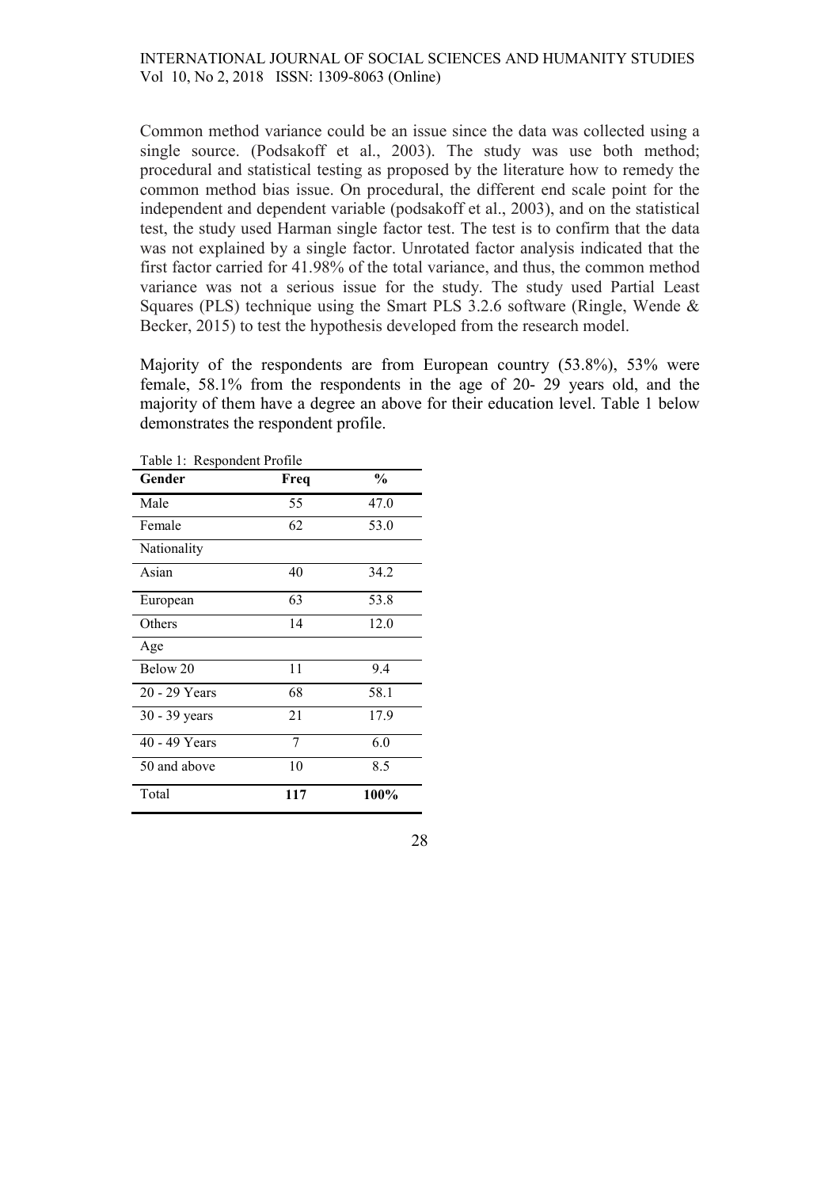Common method variance could be an issue since the data was collected using a single source. (Podsakoff et al., 2003). The study was use both method; procedural and statistical testing as proposed by the literature how to remedy the common method bias issue. On procedural, the different end scale point for the independent and dependent variable (podsakoff et al., 2003), and on the statistical test, the study used Harman single factor test. The test is to confirm that the data was not explained by a single factor. Unrotated factor analysis indicated that the first factor carried for 41.98% of the total variance, and thus, the common method variance was not a serious issue for the study. The study used Partial Least Squares (PLS) technique using the Smart PLS 3.2.6 software (Ringle, Wende & Becker, 2015) to test the hypothesis developed from the research model.

Majority of the respondents are from European country (53.8%), 53% were female, 58.1% from the respondents in the age of 20- 29 years old, and the majority of them have a degree an above for their education level. Table 1 below demonstrates the respondent profile.

Table 1: Respondent Profile

| **Gender** | **Freq** | **%** |
|---|---|---|
| Male | 55 | 47.0 |
| Female | 62 | 53.0 |
| Nationality | | |
| Asian | 40 | 34.2 |
| European | 63 | 53.8 |
| Others | 14 | 12.0 |
| Age | | |
| Below 20 | 11 | 9.4 |
| 20 - 29 Years | 68 | 58.1 |
| 30 - 39 years | 21 | 17.9 |
| 40 - 49 Years | 7 | 6.0 |
| 50 and above | 10 | 8.5 |
| Total | **117** | **100%** |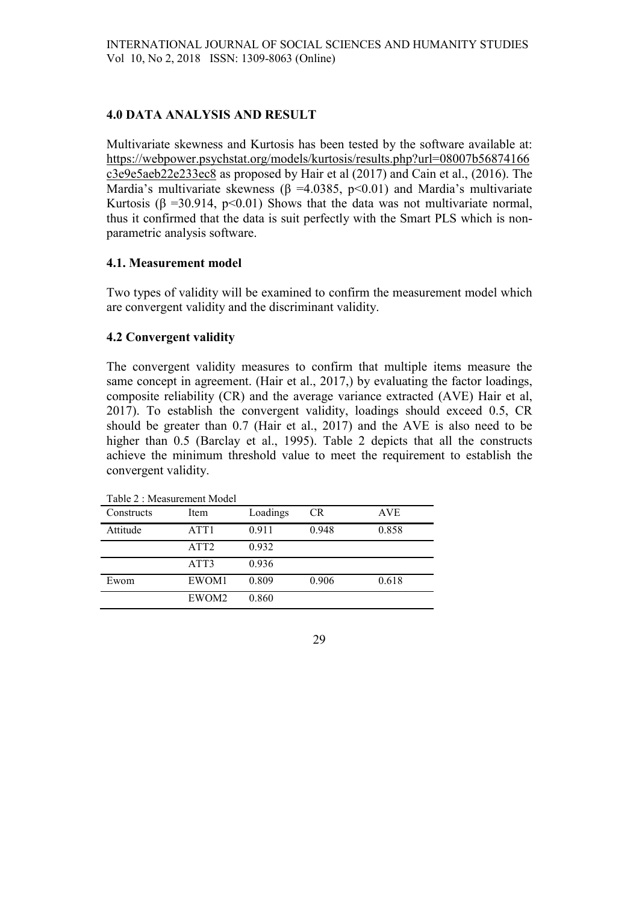## 4.0 DATA ANALYSIS AND RESULT

Multivariate skewness and Kurtosis has been tested by the software available at: https://webpower.psychstat.org/models/kurtosis/results.php?url=08007b56874166c3e9e5aeb22e233ec8 as proposed by Hair et al (2017) and Cain et al., (2016). The Mardia's multivariate skewness ($\beta$ =4.0385, $p<0.01$) and Mardia's multivariate Kurtosis ($\beta$ =30.914, $p<0.01$) Shows that the data was not multivariate normal, thus it confirmed that the data is suit perfectly with the Smart PLS which is non-parametric analysis software.

### 4.1. Measurement model

Two types of validity will be examined to confirm the measurement model which are convergent validity and the discriminant validity.

### 4.2 Convergent validity

The convergent validity measures to confirm that multiple items measure the same concept in agreement. (Hair et al., 2017,) by evaluating the factor loadings, composite reliability (CR) and the average variance extracted (AVE) Hair et al, 2017). To establish the convergent validity, loadings should exceed 0.5, CR should be greater than 0.7 (Hair et al., 2017) and the AVE is also need to be higher than 0.5 (Barclay et al., 1995). Table 2 depicts that all the constructs achieve the minimum threshold value to meet the requirement to establish the convergent validity.

Table 2 : Measurement Model

| Constructs | Item | Loadings | CR | AVE |
|---|---|---|---|---|
| Attitude | ATT1 | 0.911 | 0.948 | 0.858 |
| | ATT2 | 0.932 | | |
| | ATT3 | 0.936 | | |
| Ewom | EWOM1 | 0.809 | 0.906 | 0.618 |
| | EWOM2 | 0.860 | | |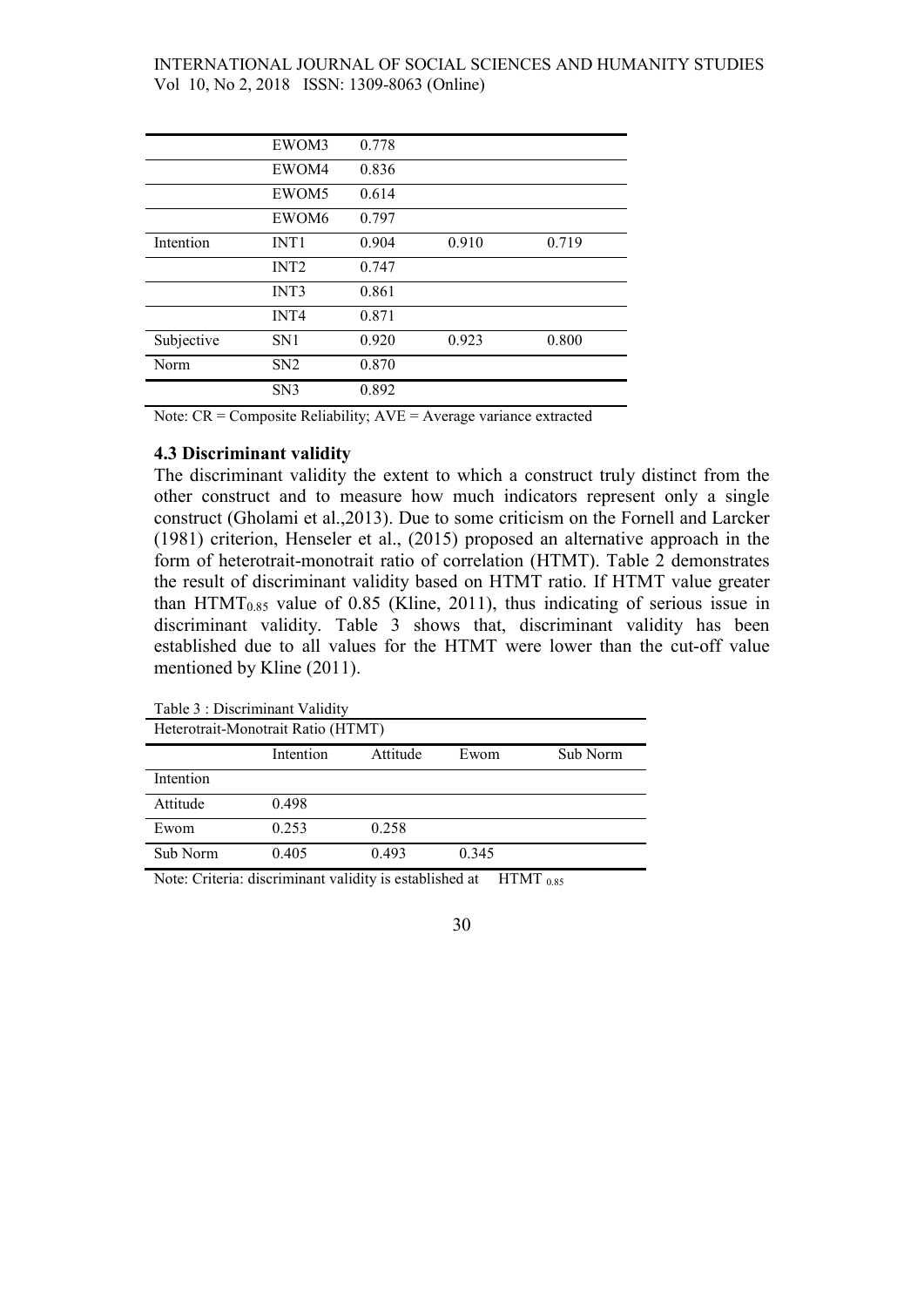| | | | | |
|---|---|---|---|---|
| | EWOM3 | 0.778 | | |
| | EWOM4 | 0.836 | | |
| | EWOM5 | 0.614 | | |
| | EWOM6 | 0.797 | | |
| Intention | INT1 | 0.904 | 0.910 | 0.719 |
| | INT2 | 0.747 | | |
| | INT3 | 0.861 | | |
| | INT4 | 0.871 | | |
| Subjective | SN1 | 0.920 | 0.923 | 0.800 |
| Norm | SN2 | 0.870 | | |
| | SN3 | 0.892 | | |

Note: CR = Composite Reliability; AVE = Average variance extracted

### 4.3 Discriminant validity

The discriminant validity the extent to which a construct truly distinct from the other construct and to measure how much indicators represent only a single construct (Gholami et al.,2013). Due to some criticism on the Fornell and Larcker (1981) criterion, Henseler et al., (2015) proposed an alternative approach in the form of heterotrait-monotrait ratio of correlation (HTMT). Table 2 demonstrates the result of discriminant validity based on HTMT ratio. If HTMT value greater than $HTMT_{0.85}$ value of 0.85 (Kline, 2011), thus indicating of serious issue in discriminant validity. Table 3 shows that, discriminant validity has been established due to all values for the HTMT were lower than the cut-off value mentioned by Kline (2011).

Table 3 : Discriminant Validity

| Heterotrait-Monotrait Ratio (HTMT) | | | | |
|---|---|---|---|---|
| | Intention | Attitude | Ewom | Sub Norm |
| Intention | | | | |
| Attitude | 0.498 | | | |
| Ewom | 0.253 | 0.258 | | |
| Sub Norm | 0.405 | 0.493 | 0.345 | |

Note: Criteria: discriminant validity is established at $HTMT_{0.85}$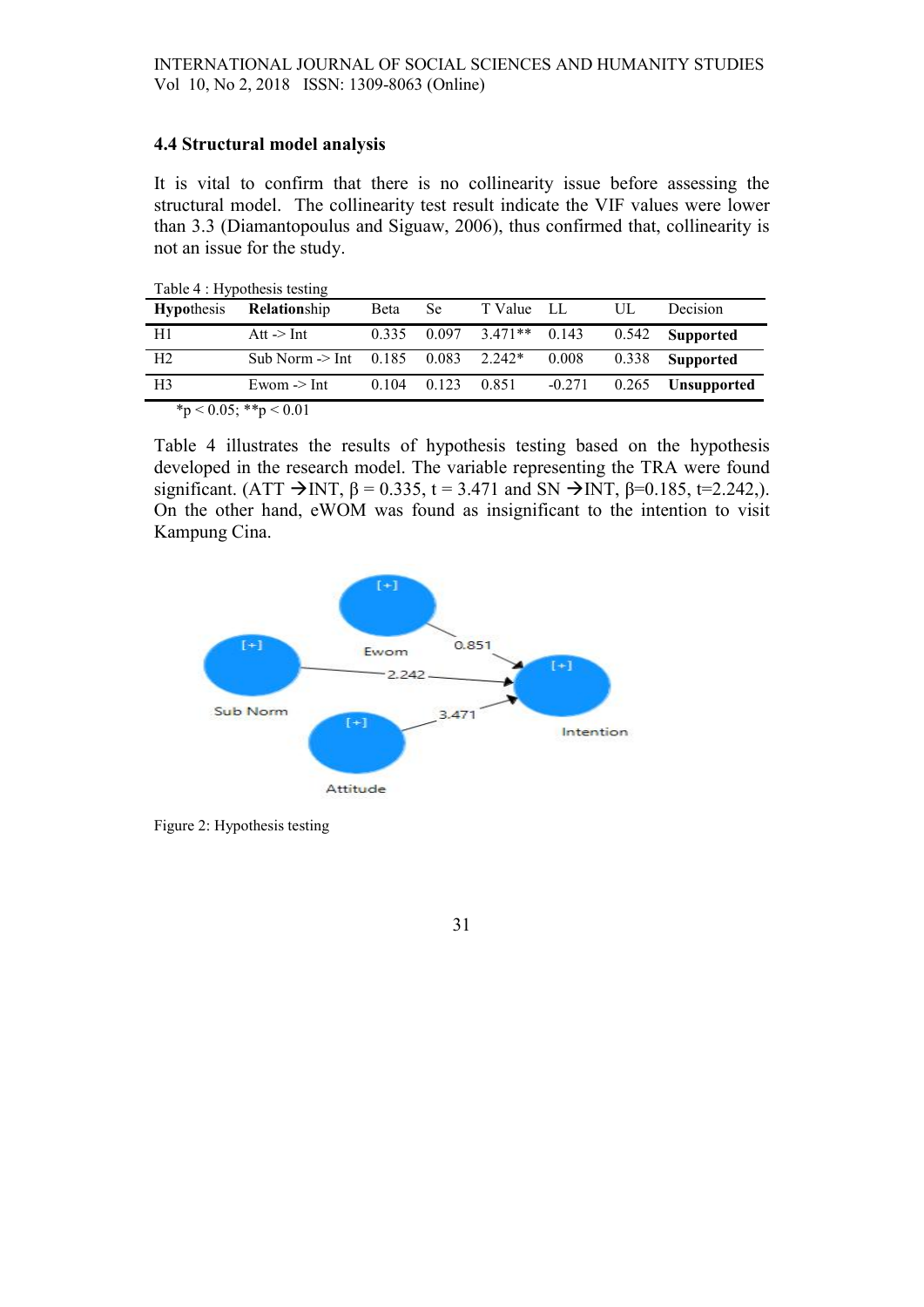### 4.4 Structural model analysis

It is vital to confirm that there is no collinearity issue before assessing the structural model. The collinearity test result indicate the VIF values were lower than 3.3 (Diamantopoulus and Siguaw, 2006), thus confirmed that, collinearity is not an issue for the study.

Table 4 : Hypothesis testing

| **Hypo**thesis | **Relation**ship | Beta | Se | T Value | LL | UL | Decision |
|---|---|---|---|---|---|---|---|
| H1 | Att -> Int | 0.335 | 0.097 | 3.471** | 0.143 | 0.542 | **Supported** |
| H2 | Sub Norm -> Int | 0.185 | 0.083 | 2.242* | 0.008 | 0.338 | **Supported** |
| H3 | Ewom -> Int | 0.104 | 0.123 | 0.851 | -0.271 | 0.265 | **Unsupported** |

*p < 0.05; **p < 0.01

Table 4 illustrates the results of hypothesis testing based on the hypothesis developed in the research model. The variable representing the TRA were found significant. (ATT →INT, $\beta = 0.335$, $t = 3.471$ and SN →INT, $\beta$=0.185, t=2.242,). On the other hand, eWOM was found as insignificant to the intention to visit Kampung Cina.

Figure 2: Hypothesis testing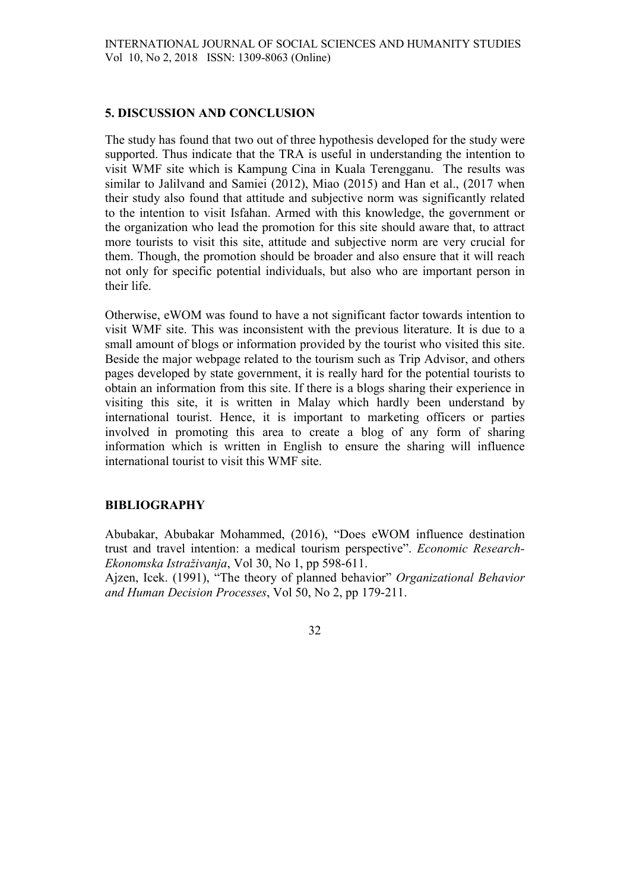## 5. DISCUSSION AND CONCLUSION

The study has found that two out of three hypothesis developed for the study were supported. Thus indicate that the TRA is useful in understanding the intention to visit WMF site which is Kampung Cina in Kuala Terengganu. The results was similar to Jalilvand and Samiei (2012), Miao (2015) and Han et al., (2017 when their study also found that attitude and subjective norm was significantly related to the intention to visit Isfahan. Armed with this knowledge, the government or the organization who lead the promotion for this site should aware that, to attract more tourists to visit this site, attitude and subjective norm are very crucial for them. Though, the promotion should be broader and also ensure that it will reach not only for specific potential individuals, but also who are important person in their life.

Otherwise, eWOM was found to have a not significant factor towards intention to visit WMF site. This was inconsistent with the previous literature. It is due to a small amount of blogs or information provided by the tourist who visited this site. Beside the major webpage related to the tourism such as Trip Advisor, and others pages developed by state government, it is really hard for the potential tourists to obtain an information from this site. If there is a blogs sharing their experience in visiting this site, it is written in Malay which hardly been understand by international tourist. Hence, it is important to marketing officers or parties involved in promoting this area to create a blog of any form of sharing information which is written in English to ensure the sharing will influence international tourist to visit this WMF site.

## BIBLIOGRAPHY

Abubakar, Abubakar Mohammed, (2016), "Does eWOM influence destination trust and travel intention: a medical tourism perspective". *Economic Research-Ekonomska Istraživanja*, Vol 30, No 1, pp 598-611.

Ajzen, Icek. (1991), "The theory of planned behavior" *Organizational Behavior and Human Decision Processes*, Vol 50, No 2, pp 179-211.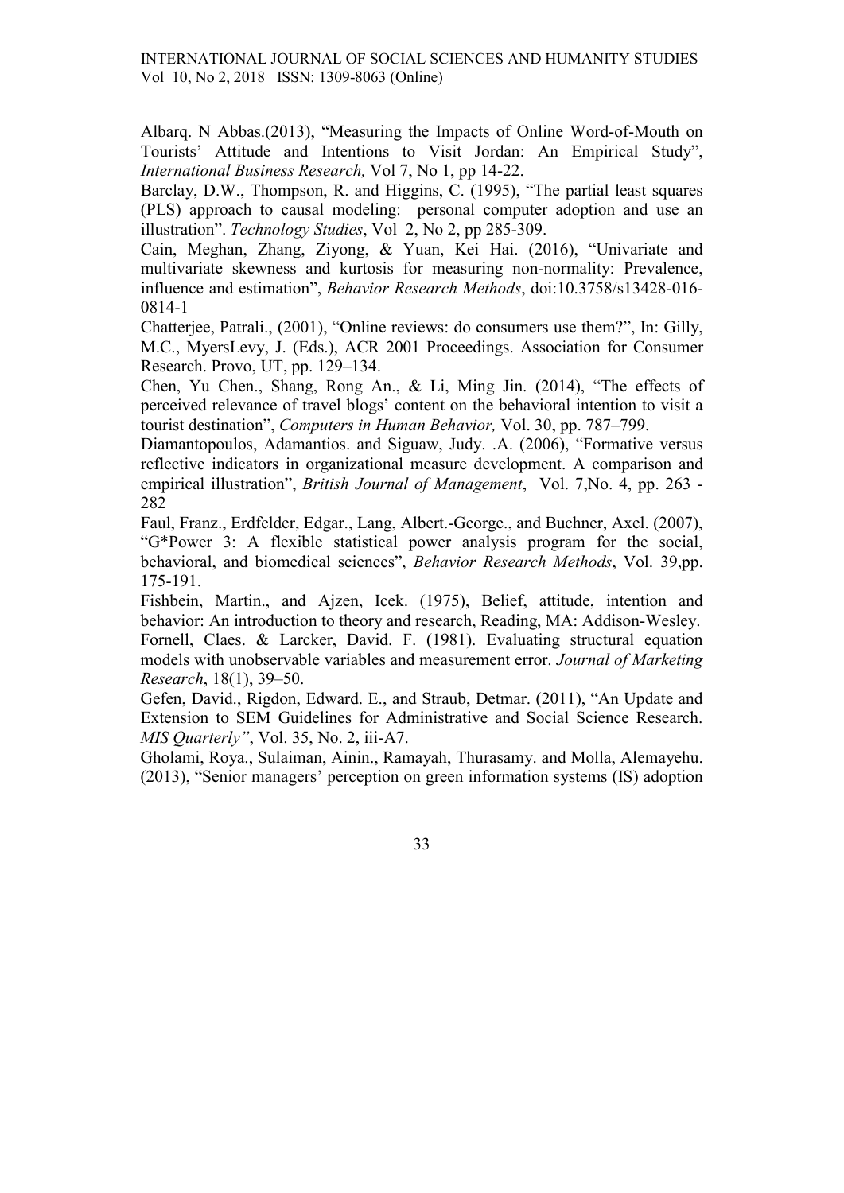Albarq. N Abbas.(2013), "Measuring the Impacts of Online Word-of-Mouth on Tourists' Attitude and Intentions to Visit Jordan: An Empirical Study", *International Business Research,* Vol 7, No 1, pp 14-22.

Barclay, D.W., Thompson, R. and Higgins, C. (1995), "The partial least squares (PLS) approach to causal modeling: personal computer adoption and use an illustration". *Technology Studies*, Vol 2, No 2, pp 285-309.

Cain, Meghan, Zhang, Ziyong, & Yuan, Kei Hai. (2016), "Univariate and multivariate skewness and kurtosis for measuring non-normality: Prevalence, influence and estimation", *Behavior Research Methods*, doi:10.3758/s13428-016-0814-1

Chatterjee, Patrali., (2001), "Online reviews: do consumers use them?", In: Gilly, M.C., MyersLevy, J. (Eds.), ACR 2001 Proceedings. Association for Consumer Research. Provo, UT, pp. 129–134.

Chen, Yu Chen., Shang, Rong An., & Li, Ming Jin. (2014), "The effects of perceived relevance of travel blogs' content on the behavioral intention to visit a tourist destination", *Computers in Human Behavior,* Vol. 30, pp. 787–799.

Diamantopoulos, Adamantios. and Siguaw, Judy. .A. (2006), "Formative versus reflective indicators in organizational measure development. A comparison and empirical illustration", *British Journal of Management*, Vol. 7,No. 4, pp. 263 - 282

Faul, Franz., Erdfelder, Edgar., Lang, Albert.-George., and Buchner, Axel. (2007), "G*Power 3: A flexible statistical power analysis program for the social, behavioral, and biomedical sciences", *Behavior Research Methods*, Vol. 39,pp. 175-191.

Fishbein, Martin., and Ajzen, Icek. (1975), Belief, attitude, intention and behavior: An introduction to theory and research, Reading, MA: Addison-Wesley.

Fornell, Claes. & Larcker, David. F. (1981). Evaluating structural equation models with unobservable variables and measurement error. *Journal of Marketing Research*, 18(1), 39–50.

Gefen, David., Rigdon, Edward. E., and Straub, Detmar. (2011), "An Update and Extension to SEM Guidelines for Administrative and Social Science Research. *MIS Quarterly"*, Vol. 35, No. 2, iii-A7.

Gholami, Roya., Sulaiman, Ainin., Ramayah, Thurasamy. and Molla, Alemayehu. (2013), "Senior managers' perception on green information systems (IS) adoption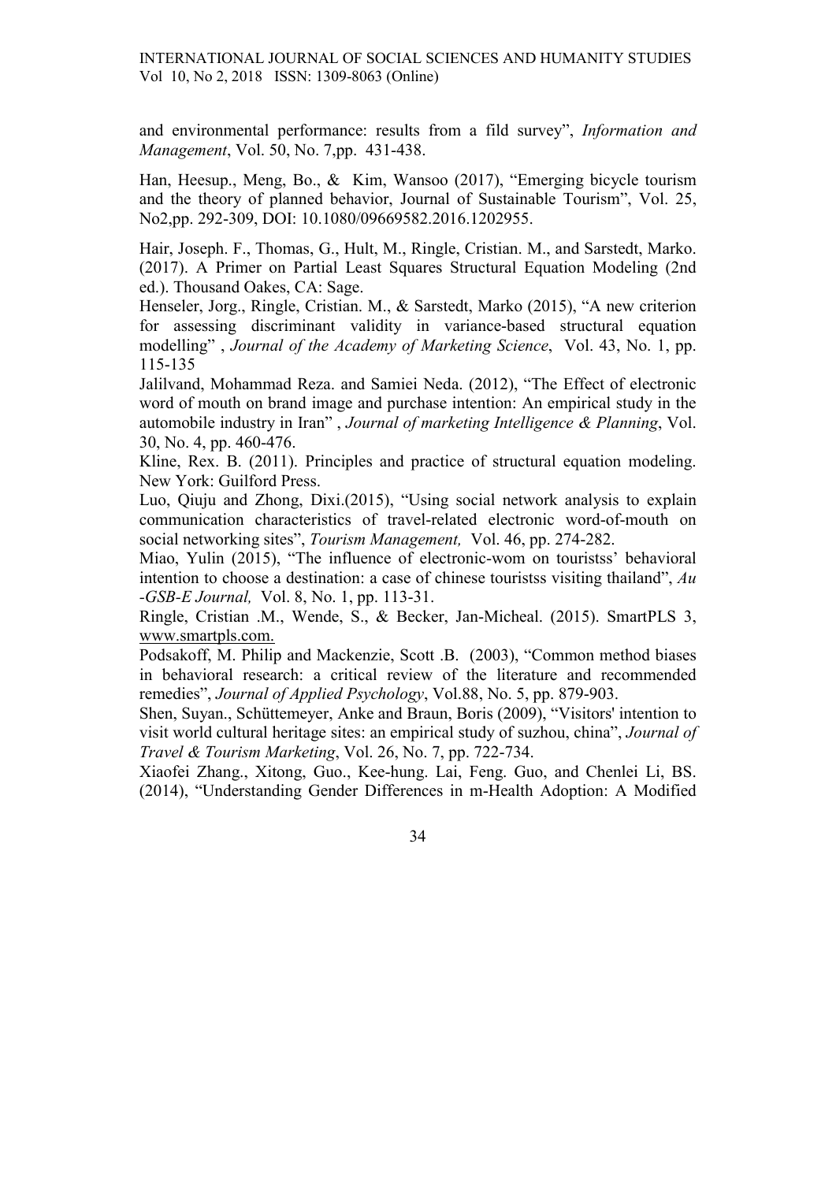and environmental performance: results from a fild survey", *Information and Management*, Vol. 50, No. 7,pp. 431-438.

Han, Heesup., Meng, Bo., & Kim, Wansoo (2017), "Emerging bicycle tourism and the theory of planned behavior, Journal of Sustainable Tourism", Vol. 25, No2,pp. 292-309, DOI: 10.1080/09669582.2016.1202955.

Hair, Joseph. F., Thomas, G., Hult, M., Ringle, Cristian. M., and Sarstedt, Marko. (2017). A Primer on Partial Least Squares Structural Equation Modeling (2nd ed.). Thousand Oakes, CA: Sage.

Henseler, Jorg., Ringle, Cristian. M., & Sarstedt, Marko (2015), "A new criterion for assessing discriminant validity in variance-based structural equation modelling" , *Journal of the Academy of Marketing Science*, Vol. 43, No. 1, pp. 115-135

Jalilvand, Mohammad Reza. and Samiei Neda. (2012), "The Effect of electronic word of mouth on brand image and purchase intention: An empirical study in the automobile industry in Iran" , *Journal of marketing Intelligence & Planning*, Vol. 30, No. 4, pp. 460-476.

Kline, Rex. B. (2011). Principles and practice of structural equation modeling. New York: Guilford Press.

Luo, Qiuju and Zhong, Dixi.(2015), "Using social network analysis to explain communication characteristics of travel-related electronic word-of-mouth on social networking sites", *Tourism Management,* Vol. 46, pp. 274-282.

Miao, Yulin (2015), "The influence of electronic-wom on touristss' behavioral intention to choose a destination: a case of chinese touristss visiting thailand", *Au -GSB-E Journal,* Vol. 8, No. 1, pp. 113-31.

Ringle, Cristian .M., Wende, S., & Becker, Jan-Micheal. (2015). SmartPLS 3, www.smartpls.com.

Podsakoff, M. Philip and Mackenzie, Scott .B. (2003), "Common method biases in behavioral research: a critical review of the literature and recommended remedies", *Journal of Applied Psychology*, Vol.88, No. 5, pp. 879-903.

Shen, Suyan., Schüttemeyer, Anke and Braun, Boris (2009), "Visitors' intention to visit world cultural heritage sites: an empirical study of suzhou, china", *Journal of Travel & Tourism Marketing*, Vol. 26, No. 7, pp. 722-734.

Xiaofei Zhang., Xitong, Guo., Kee-hung. Lai, Feng. Guo, and Chenlei Li, BS. (2014), "Understanding Gender Differences in m-Health Adoption: A Modified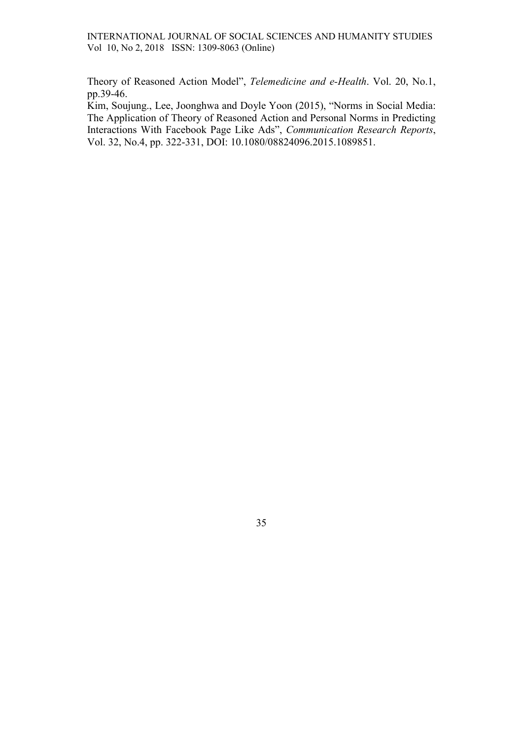Theory of Reasoned Action Model”, *Telemedicine and e-Health*. Vol. 20, No.1, pp.39-46.

Kim, Soujung., Lee, Joonghwa and Doyle Yoon (2015), “Norms in Social Media: The Application of Theory of Reasoned Action and Personal Norms in Predicting Interactions With Facebook Page Like Ads”, *Communication Research Reports*, Vol. 32, No.4, pp. 322-331, DOI: 10.1080/08824096.2015.1089851.